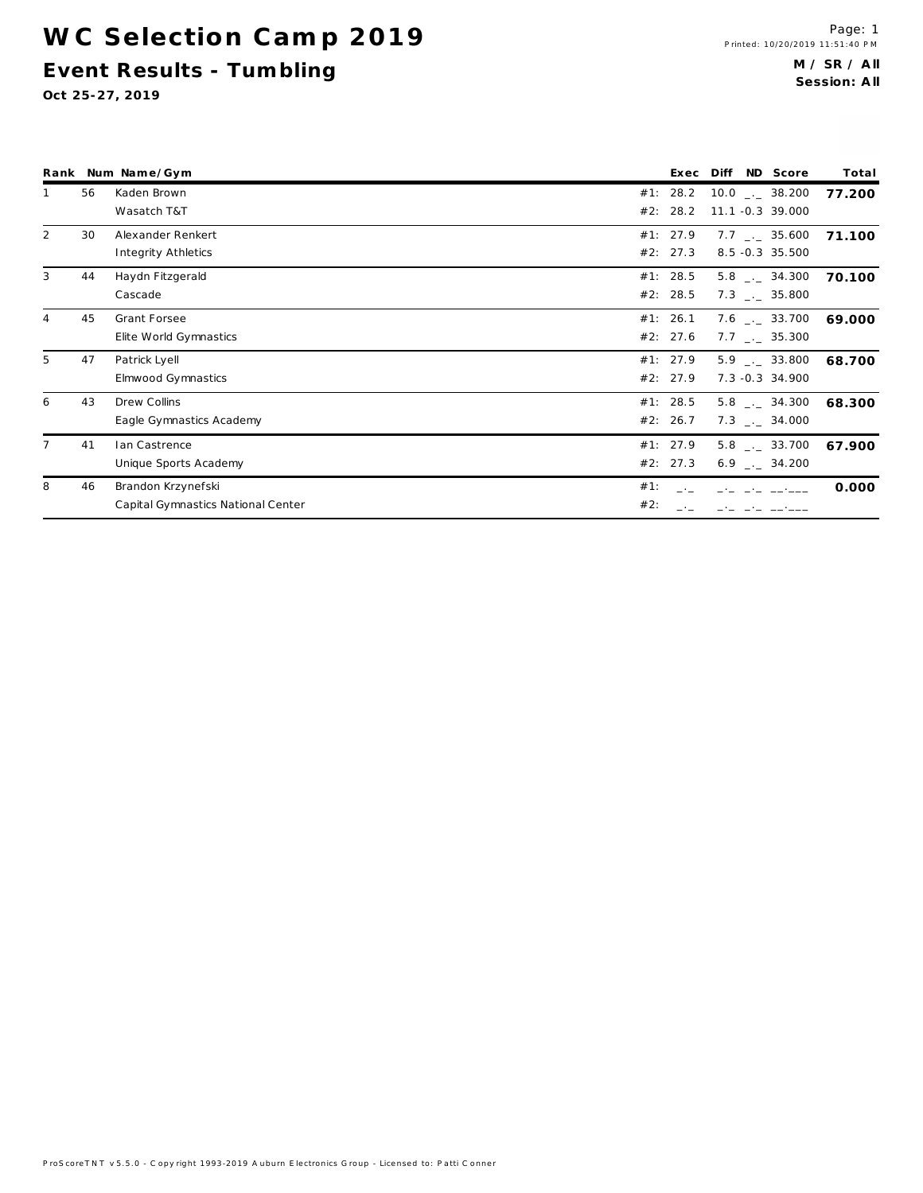# WC Selection Camp 2019

## Event Results - Tumbling

**Oct 25-27, 2019**

Printed: 10/20/2019 11:51:40 PM

**M / SR / All**
**Session: All**

| Rank | Num | Name/Gym | | Exec | Diff | ND | Score | Total |
|---|---|---|---|---|---|---|---|---|
| 1 | 56 | Kaden Brown | #1: | 28.2 | 10.0 | _._ | 38.200 | **77.200** |
| | | Wasatch T&T | #2: | 28.2 | 11.1 | -0.3 | 39.000 | |
| 2 | 30 | Alexander Renkert | #1: | 27.9 | 7.7 | _._ | 35.600 | **71.100** |
| | | Integrity Athletics | #2: | 27.3 | 8.5 | -0.3 | 35.500 | |
| 3 | 44 | Haydn Fitzgerald | #1: | 28.5 | 5.8 | _._ | 34.300 | **70.100** |
| | | Cascade | #2: | 28.5 | 7.3 | _._ | 35.800 | |
| 4 | 45 | Grant Forsee | #1: | 26.1 | 7.6 | _._ | 33.700 | **69.000** |
| | | Elite World Gymnastics | #2: | 27.6 | 7.7 | _._ | 35.300 | |
| 5 | 47 | Patrick Lyell | #1: | 27.9 | 5.9 | _._ | 33.800 | **68.700** |
| | | Elmwood Gymnastics | #2: | 27.9 | 7.3 | -0.3 | 34.900 | |
| 6 | 43 | Drew Collins | #1: | 28.5 | 5.8 | _._ | 34.300 | **68.300** |
| | | Eagle Gymnastics Academy | #2: | 26.7 | 7.3 | _._ | 34.000 | |
| 7 | 41 | Ian Castrence | #1: | 27.9 | 5.8 | _._ | 33.700 | **67.900** |
| | | Unique Sports Academy | #2: | 27.3 | 6.9 | _._ | 34.200 | |
| 8 | 46 | Brandon Krzynefski | #1: | _._ | _._ | _._ | __.___ | **0.000** |
| | | Capital Gymnastics National Center | #2: | _._ | _._ | _._ | __.___ | |

ProScoreTNT v5.5.0 - Copyright 1993-2019 Auburn Electronics Group - Licensed to: Patti Conner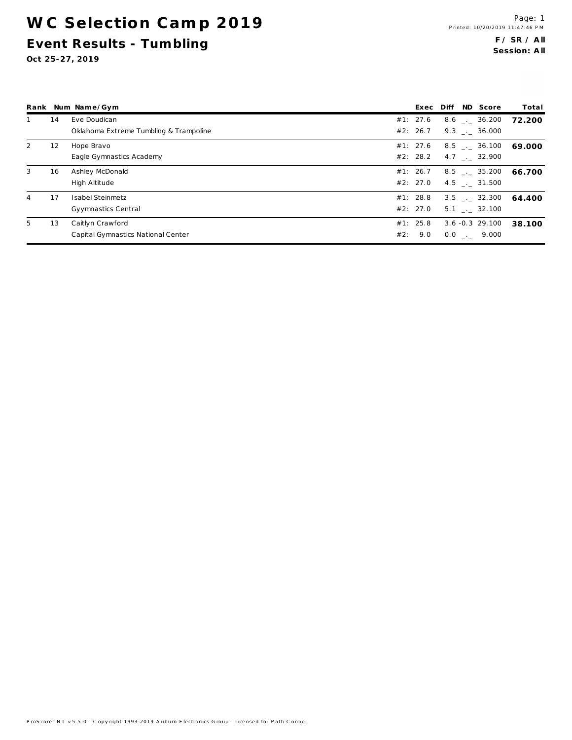# WC Selection Camp 2019

## Event Results - Tumbling

**Oct 25-27, 2019**

Printed: 10/20/2019 11:47:46 PM

**F / SR / All**
**Session: All**

| Rank | Num | Name/Gym | | Exec | Diff | ND | Score | Total |
|---|---|---|---|---|---|---|---|---|
| 1 | 14 | Eve Doudican | #1: | 27.6 | 8.6 | _._ | 36.200 | **72.200** |
| | | Oklahoma Extreme Tumbling & Trampoline | #2: | 26.7 | 9.3 | _._ | 36.000 | |
| 2 | 12 | Hope Bravo | #1: | 27.6 | 8.5 | _._ | 36.100 | **69.000** |
| | | Eagle Gymnastics Academy | #2: | 28.2 | 4.7 | _._ | 32.900 | |
| 3 | 16 | Ashley McDonald | #1: | 26.7 | 8.5 | _._ | 35.200 | **66.700** |
| | | High Altitude | #2: | 27.0 | 4.5 | _._ | 31.500 | |
| 4 | 17 | Isabel Steinmetz | #1: | 28.8 | 3.5 | _._ | 32.300 | **64.400** |
| | | Gyymnastics Central | #2: | 27.0 | 5.1 | _._ | 32.100 | |
| 5 | 13 | Caitlyn Crawford | #1: | 25.8 | 3.6 | -0.3 | 29.100 | **38.100** |
| | | Capital Gymnastics National Center | #2: | 9.0 | 0.0 | _._ | 9.000 | |

ProScoreTNT v5.5.0 - Copyright 1993-2019 Auburn Electronics Group - Licensed to: Patti Conner